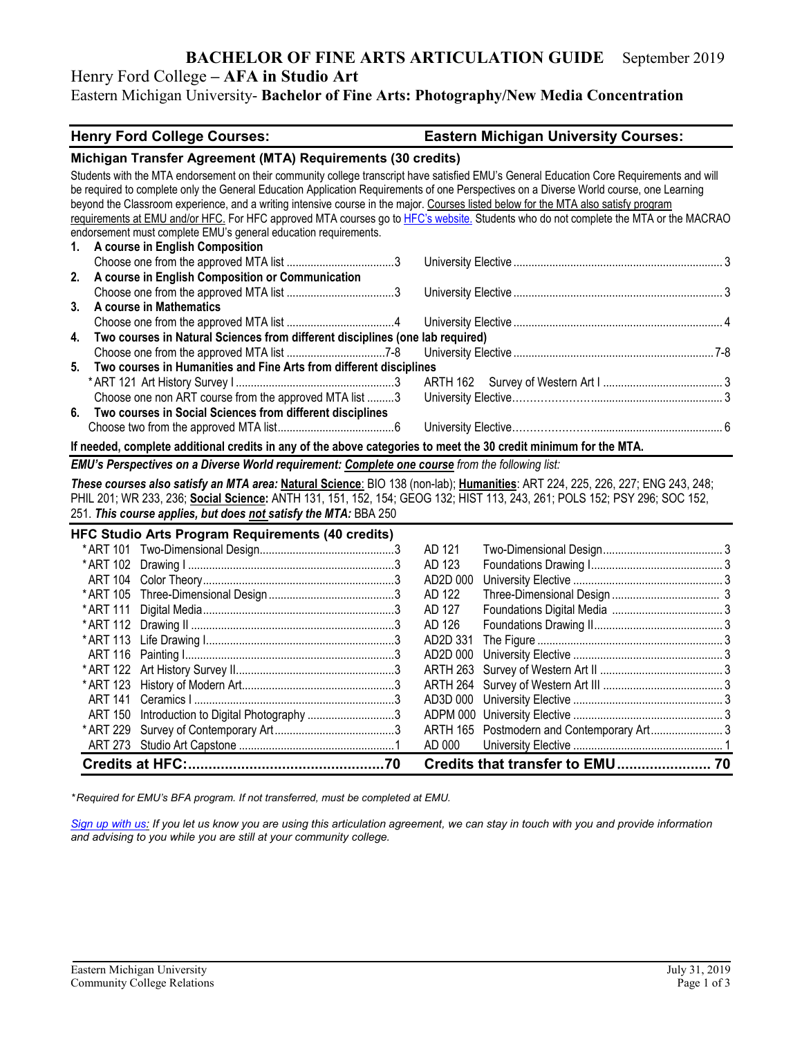# BACHELOR OF FINE ARTS ARTICULATION GUIDE September 2019

## Henry Ford College – AFA in Studio Art

## Eastern Michigan University- Bachelor of Fine Arts: Photography/New Media Concentration

| Henry Ford College Courses: | | Eastern Michigan University Courses: | |
|---|---|---|---|
| **Michigan Transfer Agreement (MTA) Requirements (30 credits)** | | | |

Students with the MTA endorsement on their community college transcript have satisfied EMU's General Education Core Requirements and will be required to complete only the General Education Application Requirements of one Perspectives on a Diverse World course, one Learning beyond the Classroom experience, and a writing intensive course in the major. Courses listed below for the MTA also satisfy program requirements at EMU and/or HFC. For HFC approved MTA courses go to HFC's website. Students who do not complete the MTA or the MACRAO endorsement must complete EMU's general education requirements.

| Henry Ford College Courses | Credits | Eastern Michigan University Courses | Credits |
|---|---|---|---|
| **1. A course in English Composition** | | | |
| Choose one from the approved MTA list | 3 | University Elective | 3 |
| **2. A course in English Composition or Communication** | | | |
| Choose one from the approved MTA list | 3 | University Elective | 3 |
| **3. A course in Mathematics** | | | |
| Choose one from the approved MTA list | 4 | University Elective | 4 |
| **4. Two courses in Natural Sciences from different disciplines (one lab required)** | | | |
| Choose one from the approved MTA list | 7-8 | University Elective | 7-8 |
| **5. Two courses in Humanities and Fine Arts from different disciplines** | | | |
| *ART 121 Art History Survey I | 3 | ARTH 162 Survey of Western Art I | 3 |
| Choose one non ART course from the approved MTA list | 3 | University Elective | 3 |
| **6. Two courses in Social Sciences from different disciplines** | | | |
| Choose two from the approved MTA list | 6 | University Elective | 6 |

**If needed, complete additional credits in any of the above categories to meet the 30 credit minimum for the MTA.**

***EMU's Perspectives on a Diverse World requirement: Complete one course** from the following list:*

***These courses also satisfy an MTA area:* <u>Natural Science</u>**: BIO 138 (non-lab); **<u>Humanities</u>**: ART 224, 225, 226, 227; ENG 243, 248; PHIL 201; WR 233, 236; **<u>Social Science:</u>** ANTH 131, 151, 152, 154; GEOG 132; HIST 113, 243, 261; POLS 152; PSY 296; SOC 152, 251. ***This course applies, but does not satisfy the MTA:*** BBA 250

**HFC Studio Arts Program Requirements (40 credits)**

| HFC Course | Title | Credits | EMU Course | Title | Credits |
|---|---|---|---|---|---|
| *ART 101 | Two-Dimensional Design | 3 | AD 121 | Two-Dimensional Design | 3 |
| *ART 102 | Drawing I | 3 | AD 123 | Foundations Drawing I | 3 |
| ART 104 | Color Theory | 3 | AD2D 000 | University Elective | 3 |
| *ART 105 | Three-Dimensional Design | 3 | AD 122 | Three-Dimensional Design | 3 |
| *ART 111 | Digital Media | 3 | AD 127 | Foundations Digital Media | 3 |
| *ART 112 | Drawing II | 3 | AD 126 | Foundations Drawing II | 3 |
| *ART 113 | Life Drawing I | 3 | AD2D 331 | The Figure | 3 |
| ART 116 | Painting I | 3 | AD2D 000 | University Elective | 3 |
| *ART 122 | Art History Survey II | 3 | ARTH 263 | Survey of Western Art II | 3 |
| *ART 123 | History of Modern Art | 3 | ARTH 264 | Survey of Western Art III | 3 |
| ART 141 | Ceramics I | 3 | AD3D 000 | University Elective | 3 |
| ART 150 | Introduction to Digital Photography | 3 | ADPM 000 | University Elective | 3 |
| *ART 229 | Survey of Contemporary Art | 3 | ARTH 165 | Postmodern and Contemporary Art | 3 |
| ART 273 | Studio Art Capstone | 1 | AD 000 | University Elective | 1 |
| **Credits at HFC:** | | **70** | **Credits that transfer to EMU** | | **70** |

*\*Required for EMU's BFA program. If not transferred, must be completed at EMU.*

*Sign up with us: If you let us know you are using this articulation agreement, we can stay in touch with you and provide information and advising to you while you are still at your community college.*

Eastern Michigan University
Community College Relations

July 31, 2019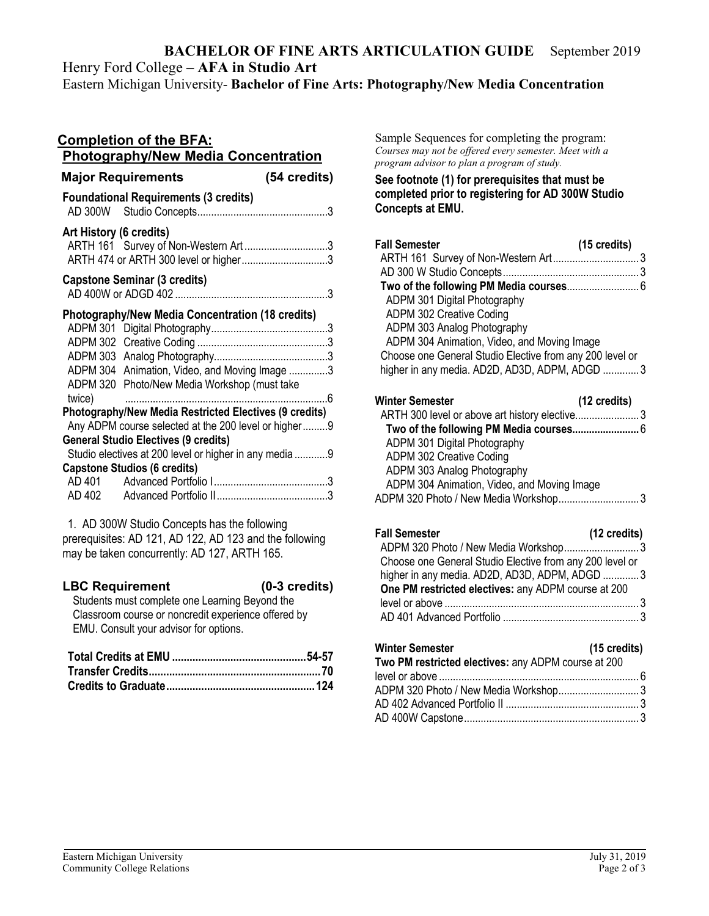# BACHELOR OF FINE ARTS ARTICULATION GUIDE September 2019

Henry Ford College – **AFA in Studio Art**

Eastern Michigan University- **Bachelor of Fine Arts: Photography/New Media Concentration**

## Completion of the BFA: Photography/New Media Concentration

### Major Requirements (54 credits)

**Foundational Requirements (3 credits)**

AD 300W Studio Concepts....3

**Art History (6 credits)**

ARTH 161 Survey of Non-Western Art....3
ARTH 474 or ARTH 300 level or higher....3

**Capstone Seminar (3 credits)**

AD 400W or ADGD 402....3

**Photography/New Media Concentration (18 credits)**

ADPM 301 Digital Photography....3
ADPM 302 Creative Coding....3
ADPM 303 Analog Photography....3
ADPM 304 Animation, Video, and Moving Image....3
ADPM 320 Photo/New Media Workshop (must take twice)....6

**Photography/New Media Restricted Electives (9 credits)**

Any ADPM course selected at the 200 level or higher....9

**General Studio Electives (9 credits)**

Studio electives at 200 level or higher in any media....9

**Capstone Studios (6 credits)**

AD 401 Advanced Portfolio I....3
AD 402 Advanced Portfolio II....3

1. AD 300W Studio Concepts has the following prerequisites: AD 121, AD 122, AD 123 and the following may be taken concurrently: AD 127, ARTH 165.

### LBC Requirement (0-3 credits)

Students must complete one Learning Beyond the Classroom course or noncredit experience offered by EMU. Consult your advisor for options.

**Total Credits at EMU....54-57**
**Transfer Credits....70**
**Credits to Graduate....124**

Sample Sequences for completing the program:
*Courses may not be offered every semester. Meet with a program advisor to plan a program of study.*

**See footnote (1) for prerequisites that must be completed prior to registering for AD 300W Studio Concepts at EMU.**

**Fall Semester (15 credits)**

ARTH 161 Survey of Non-Western Art....3
AD 300 W Studio Concepts....3
**Two of the following PM Media courses**....6
- ADPM 301 Digital Photography
- ADPM 302 Creative Coding
- ADPM 303 Analog Photography
- ADPM 304 Animation, Video, and Moving Image

Choose one General Studio Elective from any 200 level or higher in any media. AD2D, AD3D, ADPM, ADGD....3

**Winter Semester (12 credits)**

ARTH 300 level or above art history elective....3
**Two of the following PM Media courses....**6
- ADPM 301 Digital Photography
- ADPM 302 Creative Coding
- ADPM 303 Analog Photography
- ADPM 304 Animation, Video, and Moving Image

ADPM 320 Photo / New Media Workshop....3

**Fall Semester (12 credits)**

ADPM 320 Photo / New Media Workshop....3
Choose one General Studio Elective from any 200 level or higher in any media. AD2D, AD3D, ADPM, ADGD....3
**One PM restricted electives:** any ADPM course at 200 level or above....3
AD 401 Advanced Portfolio....3

**Winter Semester (15 credits)**

**Two PM restricted electives:** any ADPM course at 200 level or above....6
ADPM 320 Photo / New Media Workshop....3
AD 402 Advanced Portfolio II....3
AD 400W Capstone....3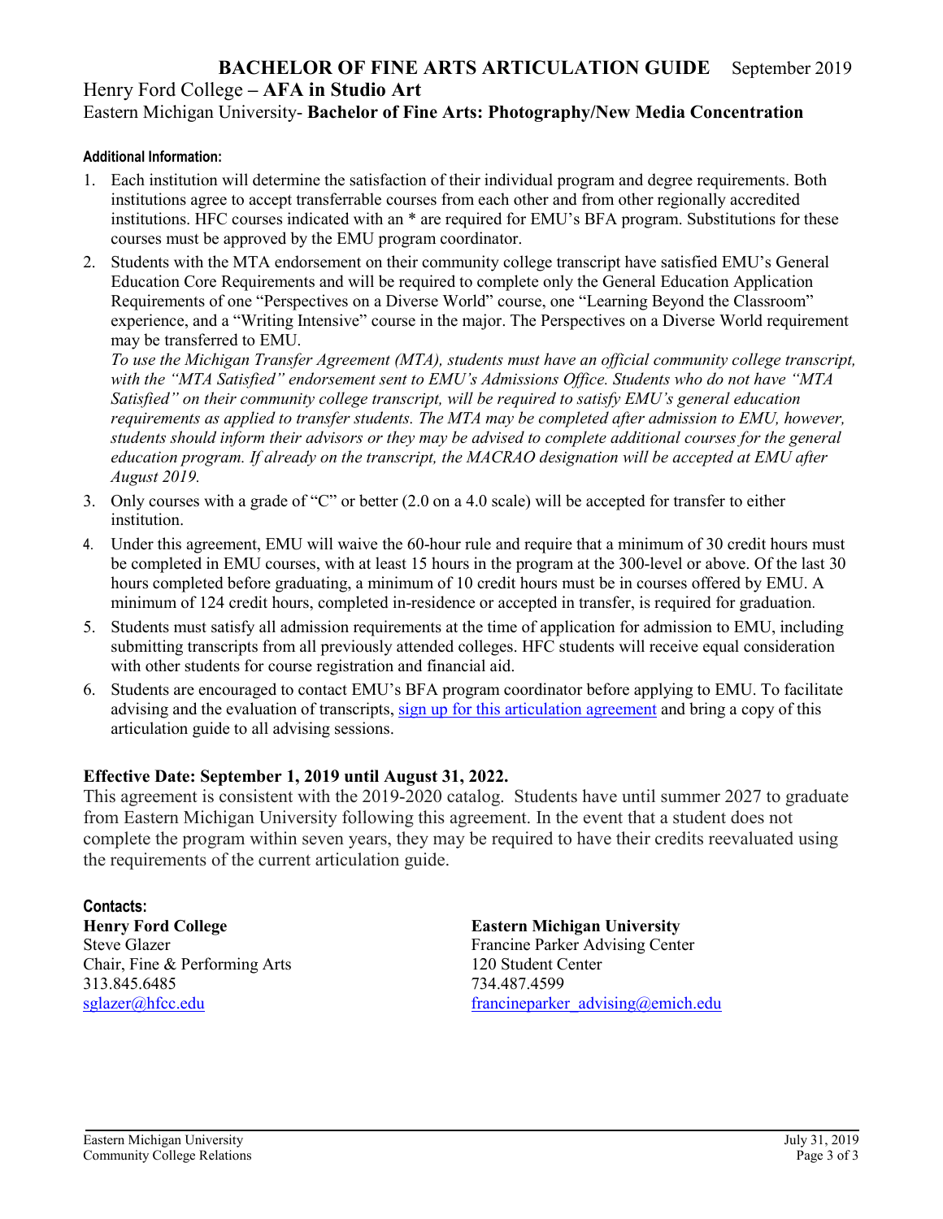# BACHELOR OF FINE ARTS ARTICULATION GUIDE September 2019

## Henry Ford College – **AFA in Studio Art**

## Eastern Michigan University- **Bachelor of Fine Arts: Photography/New Media Concentration**

**Additional Information:**

1. Each institution will determine the satisfaction of their individual program and degree requirements. Both institutions agree to accept transferrable courses from each other and from other regionally accredited institutions. HFC courses indicated with an * are required for EMU's BFA program. Substitutions for these courses must be approved by the EMU program coordinator.
2. Students with the MTA endorsement on their community college transcript have satisfied EMU's General Education Core Requirements and will be required to complete only the General Education Application Requirements of one "Perspectives on a Diverse World" course, one "Learning Beyond the Classroom" experience, and a "Writing Intensive" course in the major. The Perspectives on a Diverse World requirement may be transferred to EMU.
   *To use the Michigan Transfer Agreement (MTA), students must have an official community college transcript, with the "MTA Satisfied" endorsement sent to EMU's Admissions Office. Students who do not have "MTA Satisfied" on their community college transcript, will be required to satisfy EMU's general education requirements as applied to transfer students. The MTA may be completed after admission to EMU, however, students should inform their advisors or they may be advised to complete additional courses for the general education program. If already on the transcript, the MACRAO designation will be accepted at EMU after August 2019.*
3. Only courses with a grade of "C" or better (2.0 on a 4.0 scale) will be accepted for transfer to either institution.
4. Under this agreement, EMU will waive the 60-hour rule and require that a minimum of 30 credit hours must be completed in EMU courses, with at least 15 hours in the program at the 300-level or above. Of the last 30 hours completed before graduating, a minimum of 10 credit hours must be in courses offered by EMU. A minimum of 124 credit hours, completed in-residence or accepted in transfer, is required for graduation.
5. Students must satisfy all admission requirements at the time of application for admission to EMU, including submitting transcripts from all previously attended colleges. HFC students will receive equal consideration with other students for course registration and financial aid.
6. Students are encouraged to contact EMU's BFA program coordinator before applying to EMU. To facilitate advising and the evaluation of transcripts, sign up for this articulation agreement and bring a copy of this articulation guide to all advising sessions.

**Effective Date: September 1, 2019 until August 31, 2022.**

This agreement is consistent with the 2019-2020 catalog. Students have until summer 2027 to graduate from Eastern Michigan University following this agreement. In the event that a student does not complete the program within seven years, they may be required to have their credits reevaluated using the requirements of the current articulation guide.

**Contacts:**

**Henry Ford College**
Steve Glazer
Chair, Fine & Performing Arts
313.845.6485
sglazer@hfcc.edu

**Eastern Michigan University**
Francine Parker Advising Center
120 Student Center
734.487.4599
francineparker_advising@emich.edu